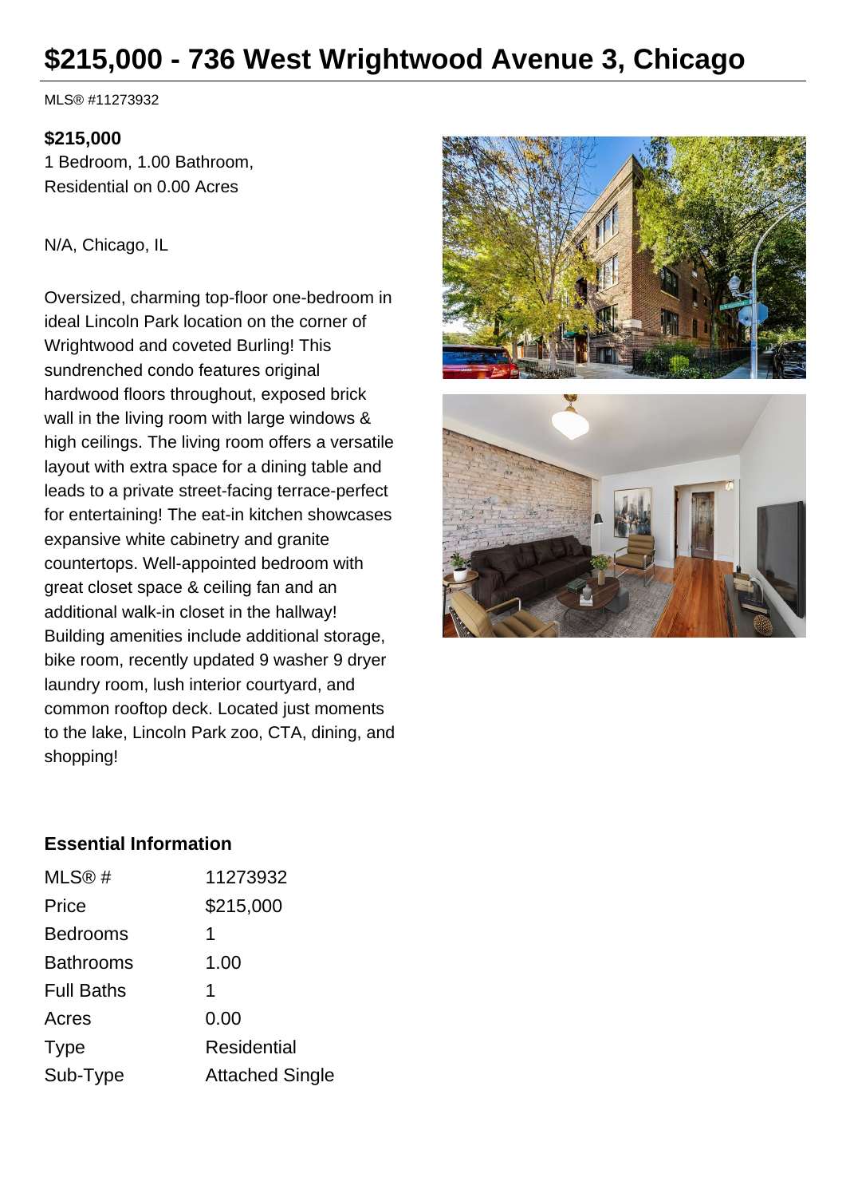# $215,000 - 736 West Wrightwood Avenue 3, Chicago

MLS® #11273932

**$215,000**
1 Bedroom, 1.00 Bathroom,
Residential on 0.00 Acres

N/A, Chicago, IL

Oversized, charming top-floor one-bedroom in ideal Lincoln Park location on the corner of Wrightwood and coveted Burling! This sundrenched condo features original hardwood floors throughout, exposed brick wall in the living room with large windows & high ceilings. The living room offers a versatile layout with extra space for a dining table and leads to a private street-facing terrace-perfect for entertaining! The eat-in kitchen showcases expansive white cabinetry and granite countertops. Well-appointed bedroom with great closet space & ceiling fan and an additional walk-in closet in the hallway! Building amenities include additional storage, bike room, recently updated 9 washer 9 dryer laundry room, lush interior courtyard, and common rooftop deck. Located just moments to the lake, Lincoln Park zoo, CTA, dining, and shopping!

### Essential Information

| | |
|---|---|
| MLS® # | 11273932 |
| Price | $215,000 |
| Bedrooms | 1 |
| Bathrooms | 1.00 |
| Full Baths | 1 |
| Acres | 0.00 |
| Type | Residential |
| Sub-Type | Attached Single |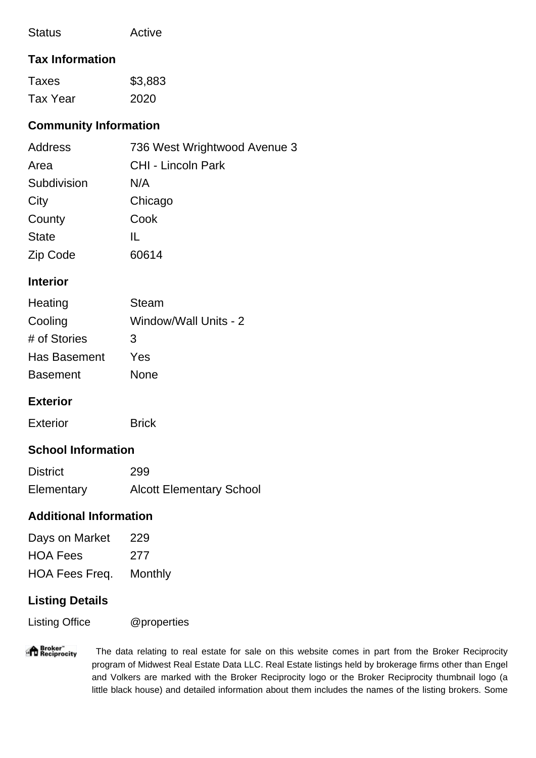| | |
|---|---|
| Status | Active |

## Tax Information

| | |
|---|---|
| Taxes | $3,883 |
| Tax Year | 2020 |

## Community Information

| | |
|---|---|
| Address | 736 West Wrightwood Avenue 3 |
| Area | CHI - Lincoln Park |
| Subdivision | N/A |
| City | Chicago |
| County | Cook |
| State | IL |
| Zip Code | 60614 |

## Interior

| | |
|---|---|
| Heating | Steam |
| Cooling | Window/Wall Units - 2 |
| # of Stories | 3 |
| Has Basement | Yes |
| Basement | None |

## Exterior

| | |
|---|---|
| Exterior | Brick |

## School Information

| | |
|---|---|
| District | 299 |
| Elementary | Alcott Elementary School |

## Additional Information

| | |
|---|---|
| Days on Market | 229 |
| HOA Fees | 277 |
| HOA Fees Freq. | Monthly |

## Listing Details

| | |
|---|---|
| Listing Office | @properties |

The data relating to real estate for sale on this website comes in part from the Broker Reciprocity program of Midwest Real Estate Data LLC. Real Estate listings held by brokerage firms other than Engel and Volkers are marked with the Broker Reciprocity logo or the Broker Reciprocity thumbnail logo (a little black house) and detailed information about them includes the names of the listing brokers. Some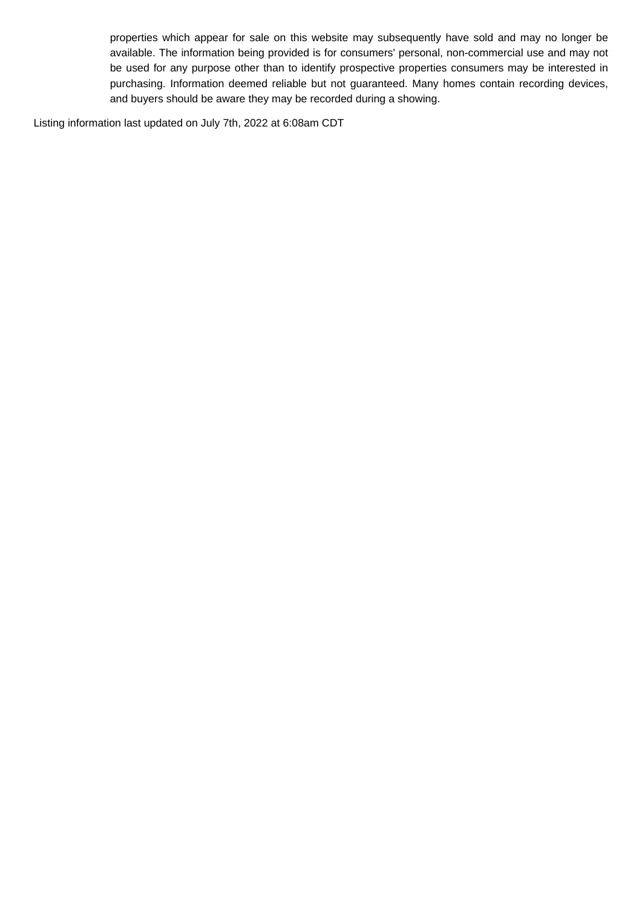properties which appear for sale on this website may subsequently have sold and may no longer be available. The information being provided is for consumers' personal, non-commercial use and may not be used for any purpose other than to identify prospective properties consumers may be interested in purchasing. Information deemed reliable but not guaranteed. Many homes contain recording devices, and buyers should be aware they may be recorded during a showing.

Listing information last updated on July 7th, 2022 at 6:08am CDT